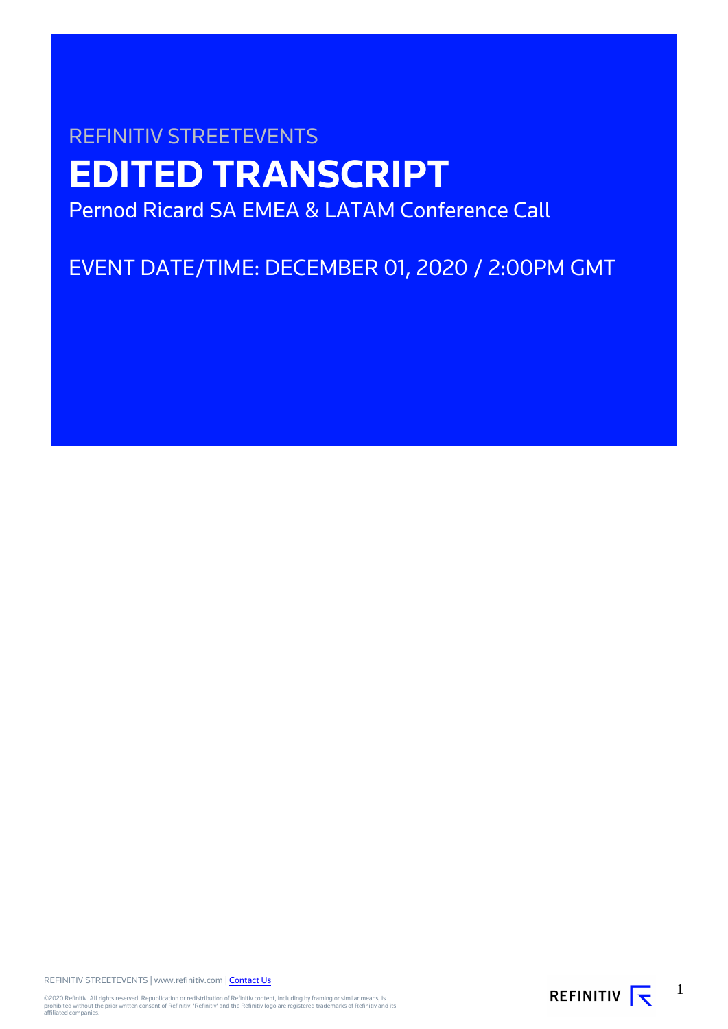REFINITIV STREETEVENTS

# EDITED TRANSCRIPT

Pernod Ricard SA EMEA & LATAM Conference Call

EVENT DATE/TIME: DECEMBER 01, 2020 / 2:00PM GMT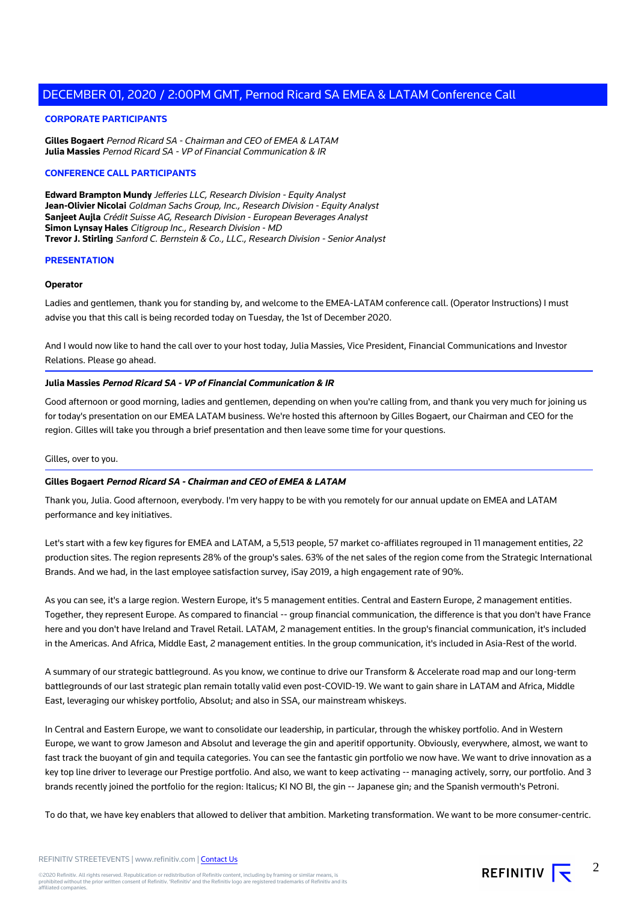## CORPORATE PARTICIPANTS

**Gilles Bogaert** *Pernod Ricard SA - Chairman and CEO of EMEA & LATAM*
**Julia Massies** *Pernod Ricard SA - VP of Financial Communication & IR*

## CONFERENCE CALL PARTICIPANTS

**Edward Brampton Mundy** *Jefferies LLC, Research Division - Equity Analyst*
**Jean-Olivier Nicolai** *Goldman Sachs Group, Inc., Research Division - Equity Analyst*
**Sanjeet Aujla** *Crédit Suisse AG, Research Division - European Beverages Analyst*
**Simon Lynsay Hales** *Citigroup Inc., Research Division - MD*
**Trevor J. Stirling** *Sanford C. Bernstein & Co., LLC., Research Division - Senior Analyst*

## PRESENTATION

**Operator**

Ladies and gentlemen, thank you for standing by, and welcome to the EMEA-LATAM conference call. (Operator Instructions) I must advise you that this call is being recorded today on Tuesday, the 1st of December 2020.

And I would now like to hand the call over to your host today, Julia Massies, Vice President, Financial Communications and Investor Relations. Please go ahead.

---

**Julia Massies** ***Pernod Ricard SA - VP of Financial Communication & IR***

Good afternoon or good morning, ladies and gentlemen, depending on when you're calling from, and thank you very much for joining us for today's presentation on our EMEA LATAM business. We're hosted this afternoon by Gilles Bogaert, our Chairman and CEO for the region. Gilles will take you through a brief presentation and then leave some time for your questions.

Gilles, over to you.

---

**Gilles Bogaert** ***Pernod Ricard SA - Chairman and CEO of EMEA & LATAM***

Thank you, Julia. Good afternoon, everybody. I'm very happy to be with you remotely for our annual update on EMEA and LATAM performance and key initiatives.

Let's start with a few key figures for EMEA and LATAM, a 5,513 people, 57 market co-affiliates regrouped in 11 management entities, 22 production sites. The region represents 28% of the group's sales. 63% of the net sales of the region come from the Strategic International Brands. And we had, in the last employee satisfaction survey, iSay 2019, a high engagement rate of 90%.

As you can see, it's a large region. Western Europe, it's 5 management entities. Central and Eastern Europe, 2 management entities. Together, they represent Europe. As compared to financial -- group financial communication, the difference is that you don't have France here and you don't have Ireland and Travel Retail. LATAM, 2 management entities. In the group's financial communication, it's included in the Americas. And Africa, Middle East, 2 management entities. In the group communication, it's included in Asia-Rest of the world.

A summary of our strategic battleground. As you know, we continue to drive our Transform & Accelerate road map and our long-term battlegrounds of our last strategic plan remain totally valid even post-COVID-19. We want to gain share in LATAM and Africa, Middle East, leveraging our whiskey portfolio, Absolut; and also in SSA, our mainstream whiskeys.

In Central and Eastern Europe, we want to consolidate our leadership, in particular, through the whiskey portfolio. And in Western Europe, we want to grow Jameson and Absolut and leverage the gin and aperitif opportunity. Obviously, everywhere, almost, we want to fast track the buoyant of gin and tequila categories. You can see the fantastic gin portfolio we now have. We want to drive innovation as a key top line driver to leverage our Prestige portfolio. And also, we want to keep activating -- managing actively, sorry, our portfolio. And 3 brands recently joined the portfolio for the region: Italicus; KI NO BI, the gin -- Japanese gin; and the Spanish vermouth's Petroni.

To do that, we have key enablers that allowed to deliver that ambition. Marketing transformation. We want to be more consumer-centric.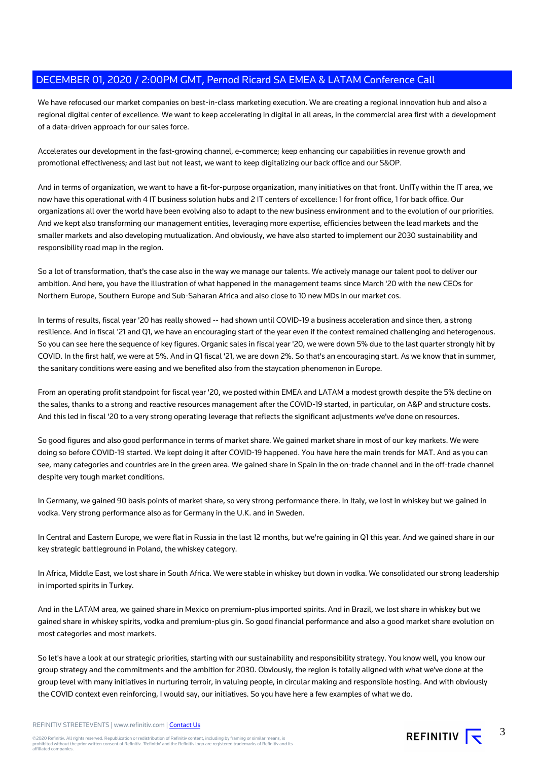We have refocused our market companies on best-in-class marketing execution. We are creating a regional innovation hub and also a regional digital center of excellence. We want to keep accelerating in digital in all areas, in the commercial area first with a development of a data-driven approach for our sales force.

Accelerates our development in the fast-growing channel, e-commerce; keep enhancing our capabilities in revenue growth and promotional effectiveness; and last but not least, we want to keep digitalizing our back office and our S&OP.

And in terms of organization, we want to have a fit-for-purpose organization, many initiatives on that front. UnITy within the IT area, we now have this operational with 4 IT business solution hubs and 2 IT centers of excellence: 1 for front office, 1 for back office. Our organizations all over the world have been evolving also to adapt to the new business environment and to the evolution of our priorities. And we kept also transforming our management entities, leveraging more expertise, efficiencies between the lead markets and the smaller markets and also developing mutualization. And obviously, we have also started to implement our 2030 sustainability and responsibility road map in the region.

So a lot of transformation, that's the case also in the way we manage our talents. We actively manage our talent pool to deliver our ambition. And here, you have the illustration of what happened in the management teams since March '20 with the new CEOs for Northern Europe, Southern Europe and Sub-Saharan Africa and also close to 10 new MDs in our market cos.

In terms of results, fiscal year '20 has really showed -- had shown until COVID-19 a business acceleration and since then, a strong resilience. And in fiscal '21 and Q1, we have an encouraging start of the year even if the context remained challenging and heterogenous. So you can see here the sequence of key figures. Organic sales in fiscal year '20, we were down 5% due to the last quarter strongly hit by COVID. In the first half, we were at 5%. And in Q1 fiscal '21, we are down 2%. So that's an encouraging start. As we know that in summer, the sanitary conditions were easing and we benefited also from the staycation phenomenon in Europe.

From an operating profit standpoint for fiscal year '20, we posted within EMEA and LATAM a modest growth despite the 5% decline on the sales, thanks to a strong and reactive resources management after the COVID-19 started, in particular, on A&P and structure costs. And this led in fiscal '20 to a very strong operating leverage that reflects the significant adjustments we've done on resources.

So good figures and also good performance in terms of market share. We gained market share in most of our key markets. We were doing so before COVID-19 started. We kept doing it after COVID-19 happened. You have here the main trends for MAT. And as you can see, many categories and countries are in the green area. We gained share in Spain in the on-trade channel and in the off-trade channel despite very tough market conditions.

In Germany, we gained 90 basis points of market share, so very strong performance there. In Italy, we lost in whiskey but we gained in vodka. Very strong performance also as for Germany in the U.K. and in Sweden.

In Central and Eastern Europe, we were flat in Russia in the last 12 months, but we're gaining in Q1 this year. And we gained share in our key strategic battleground in Poland, the whiskey category.

In Africa, Middle East, we lost share in South Africa. We were stable in whiskey but down in vodka. We consolidated our strong leadership in imported spirits in Turkey.

And in the LATAM area, we gained share in Mexico on premium-plus imported spirits. And in Brazil, we lost share in whiskey but we gained share in whiskey spirits, vodka and premium-plus gin. So good financial performance and also a good market share evolution on most categories and most markets.

So let's have a look at our strategic priorities, starting with our sustainability and responsibility strategy. You know well, you know our group strategy and the commitments and the ambition for 2030. Obviously, the region is totally aligned with what we've done at the group level with many initiatives in nurturing terroir, in valuing people, in circular making and responsible hosting. And with obviously the COVID context even reinforcing, I would say, our initiatives. So you have here a few examples of what we do.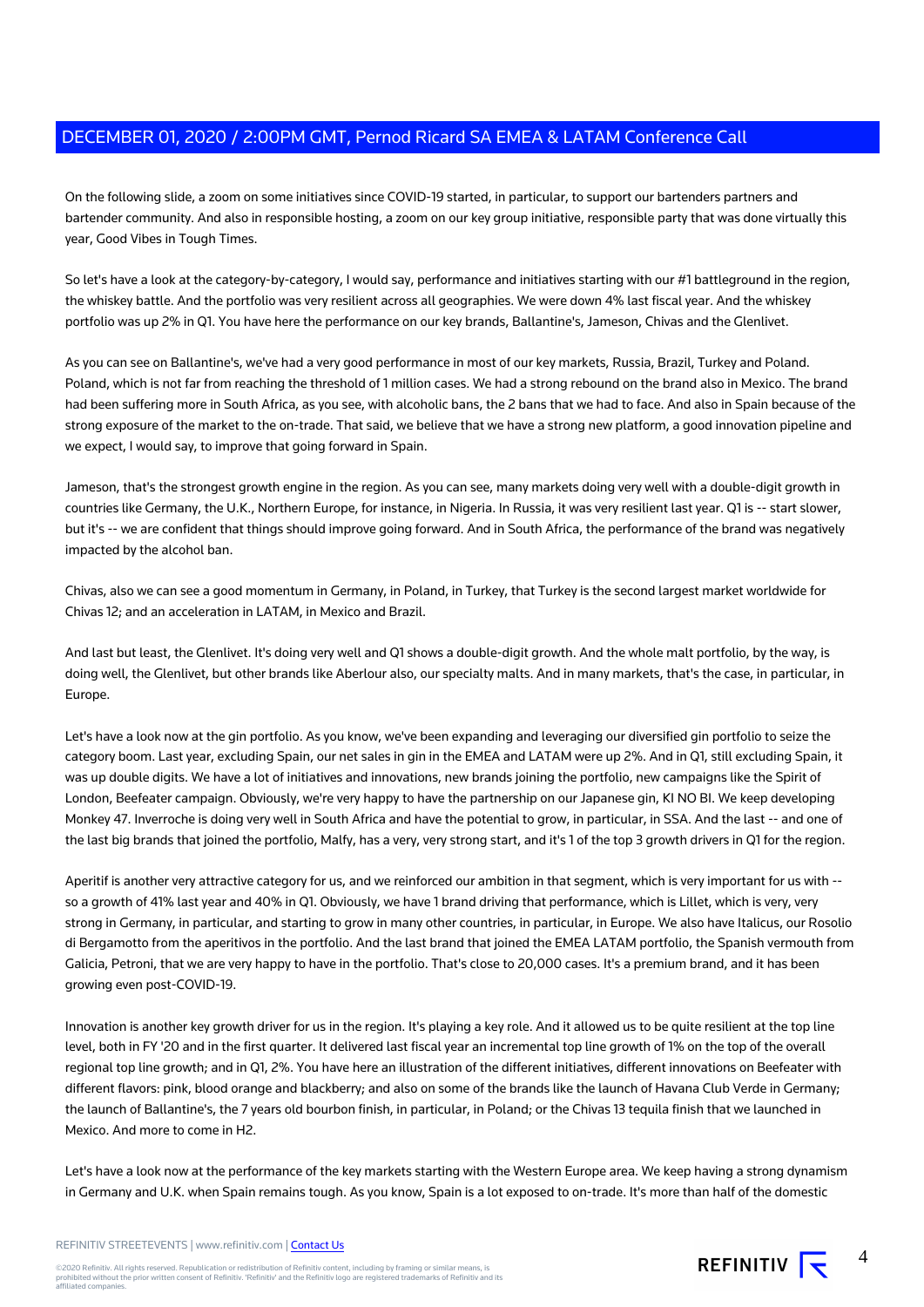On the following slide, a zoom on some initiatives since COVID-19 started, in particular, to support our bartenders partners and bartender community. And also in responsible hosting, a zoom on our key group initiative, responsible party that was done virtually this year, Good Vibes in Tough Times.

So let's have a look at the category-by-category, I would say, performance and initiatives starting with our #1 battleground in the region, the whiskey battle. And the portfolio was very resilient across all geographies. We were down 4% last fiscal year. And the whiskey portfolio was up 2% in Q1. You have here the performance on our key brands, Ballantine's, Jameson, Chivas and the Glenlivet.

As you can see on Ballantine's, we've had a very good performance in most of our key markets, Russia, Brazil, Turkey and Poland. Poland, which is not far from reaching the threshold of 1 million cases. We had a strong rebound on the brand also in Mexico. The brand had been suffering more in South Africa, as you see, with alcoholic bans, the 2 bans that we had to face. And also in Spain because of the strong exposure of the market to the on-trade. That said, we believe that we have a strong new platform, a good innovation pipeline and we expect, I would say, to improve that going forward in Spain.

Jameson, that's the strongest growth engine in the region. As you can see, many markets doing very well with a double-digit growth in countries like Germany, the U.K., Northern Europe, for instance, in Nigeria. In Russia, it was very resilient last year. Q1 is -- start slower, but it's -- we are confident that things should improve going forward. And in South Africa, the performance of the brand was negatively impacted by the alcohol ban.

Chivas, also we can see a good momentum in Germany, in Poland, in Turkey, that Turkey is the second largest market worldwide for Chivas 12; and an acceleration in LATAM, in Mexico and Brazil.

And last but least, the Glenlivet. It's doing very well and Q1 shows a double-digit growth. And the whole malt portfolio, by the way, is doing well, the Glenlivet, but other brands like Aberlour also, our specialty malts. And in many markets, that's the case, in particular, in Europe.

Let's have a look now at the gin portfolio. As you know, we've been expanding and leveraging our diversified gin portfolio to seize the category boom. Last year, excluding Spain, our net sales in gin in the EMEA and LATAM were up 2%. And in Q1, still excluding Spain, it was up double digits. We have a lot of initiatives and innovations, new brands joining the portfolio, new campaigns like the Spirit of London, Beefeater campaign. Obviously, we're very happy to have the partnership on our Japanese gin, KI NO BI. We keep developing Monkey 47. Inverroche is doing very well in South Africa and have the potential to grow, in particular, in SSA. And the last -- and one of the last big brands that joined the portfolio, Malfy, has a very, very strong start, and it's 1 of the top 3 growth drivers in Q1 for the region.

Aperitif is another very attractive category for us, and we reinforced our ambition in that segment, which is very important for us with -- so a growth of 41% last year and 40% in Q1. Obviously, we have 1 brand driving that performance, which is Lillet, which is very, very strong in Germany, in particular, and starting to grow in many other countries, in particular, in Europe. We also have Italicus, our Rosolio di Bergamotto from the aperitivos in the portfolio. And the last brand that joined the EMEA LATAM portfolio, the Spanish vermouth from Galicia, Petroni, that we are very happy to have in the portfolio. That's close to 20,000 cases. It's a premium brand, and it has been growing even post-COVID-19.

Innovation is another key growth driver for us in the region. It's playing a key role. And it allowed us to be quite resilient at the top line level, both in FY '20 and in the first quarter. It delivered last fiscal year an incremental top line growth of 1% on the top of the overall regional top line growth; and in Q1, 2%. You have here an illustration of the different initiatives, different innovations on Beefeater with different flavors: pink, blood orange and blackberry; and also on some of the brands like the launch of Havana Club Verde in Germany; the launch of Ballantine's, the 7 years old bourbon finish, in particular, in Poland; or the Chivas 13 tequila finish that we launched in Mexico. And more to come in H2.

Let's have a look now at the performance of the key markets starting with the Western Europe area. We keep having a strong dynamism in Germany and U.K. when Spain remains tough. As you know, Spain is a lot exposed to on-trade. It's more than half of the domestic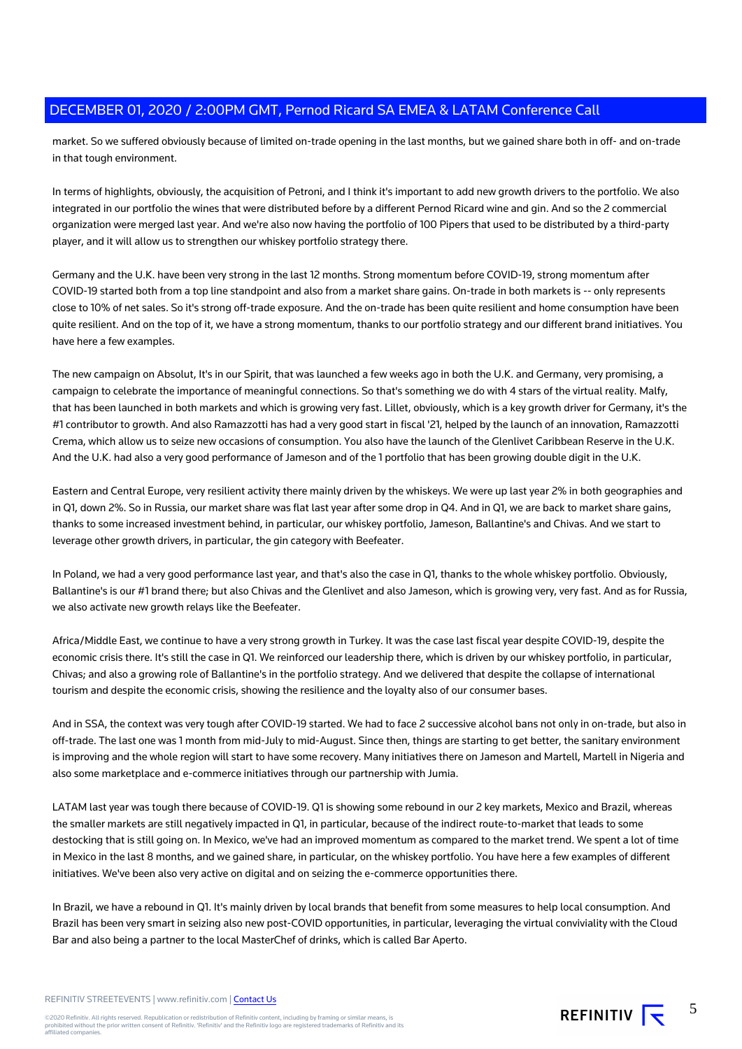market. So we suffered obviously because of limited on-trade opening in the last months, but we gained share both in off- and on-trade in that tough environment.

In terms of highlights, obviously, the acquisition of Petroni, and I think it's important to add new growth drivers to the portfolio. We also integrated in our portfolio the wines that were distributed before by a different Pernod Ricard wine and gin. And so the 2 commercial organization were merged last year. And we're also now having the portfolio of 100 Pipers that used to be distributed by a third-party player, and it will allow us to strengthen our whiskey portfolio strategy there.

Germany and the U.K. have been very strong in the last 12 months. Strong momentum before COVID-19, strong momentum after COVID-19 started both from a top line standpoint and also from a market share gains. On-trade in both markets is -- only represents close to 10% of net sales. So it's strong off-trade exposure. And the on-trade has been quite resilient and home consumption have been quite resilient. And on the top of it, we have a strong momentum, thanks to our portfolio strategy and our different brand initiatives. You have here a few examples.

The new campaign on Absolut, It's in our Spirit, that was launched a few weeks ago in both the U.K. and Germany, very promising, a campaign to celebrate the importance of meaningful connections. So that's something we do with 4 stars of the virtual reality. Malfy, that has been launched in both markets and which is growing very fast. Lillet, obviously, which is a key growth driver for Germany, it's the #1 contributor to growth. And also Ramazzotti has had a very good start in fiscal '21, helped by the launch of an innovation, Ramazzotti Crema, which allow us to seize new occasions of consumption. You also have the launch of the Glenlivet Caribbean Reserve in the U.K. And the U.K. had also a very good performance of Jameson and of the 1 portfolio that has been growing double digit in the U.K.

Eastern and Central Europe, very resilient activity there mainly driven by the whiskeys. We were up last year 2% in both geographies and in Q1, down 2%. So in Russia, our market share was flat last year after some drop in Q4. And in Q1, we are back to market share gains, thanks to some increased investment behind, in particular, our whiskey portfolio, Jameson, Ballantine's and Chivas. And we start to leverage other growth drivers, in particular, the gin category with Beefeater.

In Poland, we had a very good performance last year, and that's also the case in Q1, thanks to the whole whiskey portfolio. Obviously, Ballantine's is our #1 brand there; but also Chivas and the Glenlivet and also Jameson, which is growing very, very fast. And as for Russia, we also activate new growth relays like the Beefeater.

Africa/Middle East, we continue to have a very strong growth in Turkey. It was the case last fiscal year despite COVID-19, despite the economic crisis there. It's still the case in Q1. We reinforced our leadership there, which is driven by our whiskey portfolio, in particular, Chivas; and also a growing role of Ballantine's in the portfolio strategy. And we delivered that despite the collapse of international tourism and despite the economic crisis, showing the resilience and the loyalty also of our consumer bases.

And in SSA, the context was very tough after COVID-19 started. We had to face 2 successive alcohol bans not only in on-trade, but also in off-trade. The last one was 1 month from mid-July to mid-August. Since then, things are starting to get better, the sanitary environment is improving and the whole region will start to have some recovery. Many initiatives there on Jameson and Martell, Martell in Nigeria and also some marketplace and e-commerce initiatives through our partnership with Jumia.

LATAM last year was tough there because of COVID-19. Q1 is showing some rebound in our 2 key markets, Mexico and Brazil, whereas the smaller markets are still negatively impacted in Q1, in particular, because of the indirect route-to-market that leads to some destocking that is still going on. In Mexico, we've had an improved momentum as compared to the market trend. We spent a lot of time in Mexico in the last 8 months, and we gained share, in particular, on the whiskey portfolio. You have here a few examples of different initiatives. We've been also very active on digital and on seizing the e-commerce opportunities there.

In Brazil, we have a rebound in Q1. It's mainly driven by local brands that benefit from some measures to help local consumption. And Brazil has been very smart in seizing also new post-COVID opportunities, in particular, leveraging the virtual conviviality with the Cloud Bar and also being a partner to the local MasterChef of drinks, which is called Bar Aperto.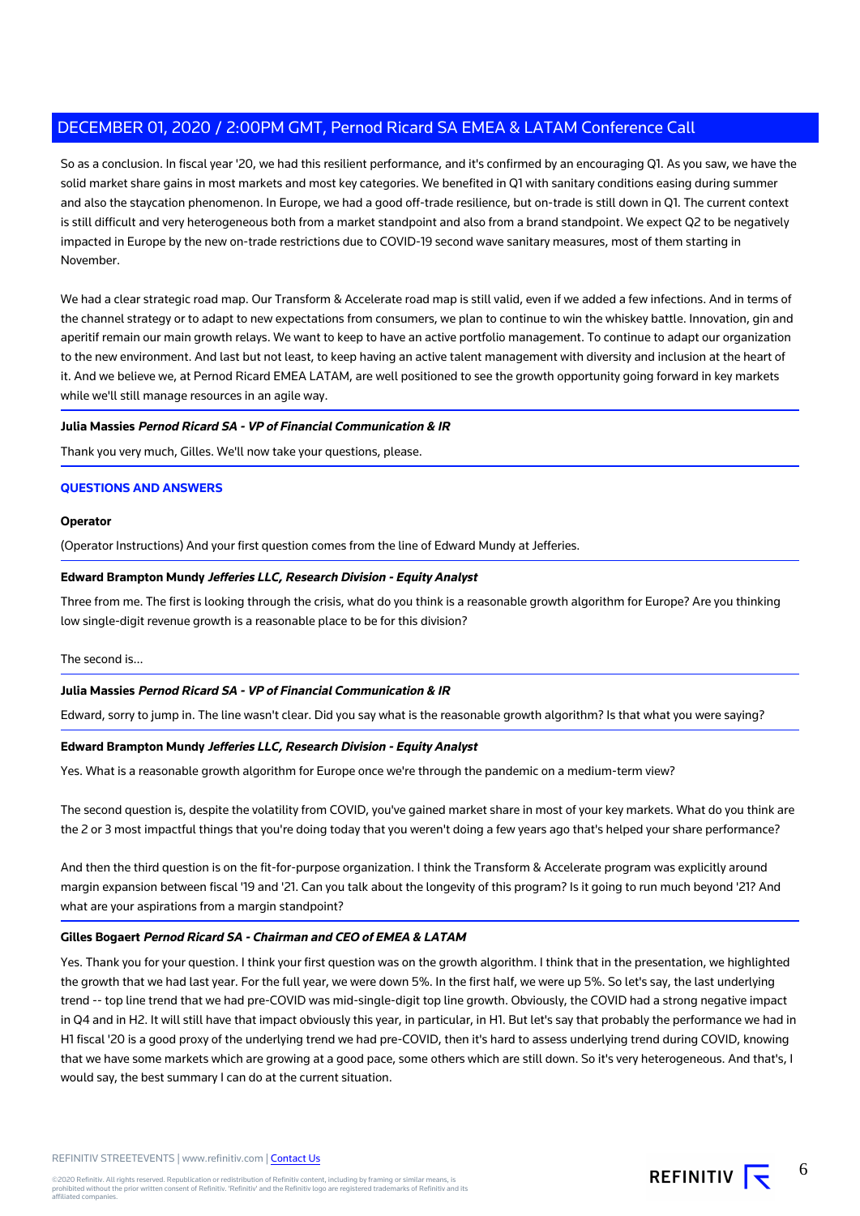So as a conclusion. In fiscal year '20, we had this resilient performance, and it's confirmed by an encouraging Q1. As you saw, we have the solid market share gains in most markets and most key categories. We benefited in Q1 with sanitary conditions easing during summer and also the staycation phenomenon. In Europe, we had a good off-trade resilience, but on-trade is still down in Q1. The current context is still difficult and very heterogeneous both from a market standpoint and also from a brand standpoint. We expect Q2 to be negatively impacted in Europe by the new on-trade restrictions due to COVID-19 second wave sanitary measures, most of them starting in November.

We had a clear strategic road map. Our Transform & Accelerate road map is still valid, even if we added a few infections. And in terms of the channel strategy or to adapt to new expectations from consumers, we plan to continue to win the whiskey battle. Innovation, gin and aperitif remain our main growth relays. We want to keep to have an active portfolio management. To continue to adapt our organization to the new environment. And last but not least, to keep having an active talent management with diversity and inclusion at the heart of it. And we believe we, at Pernod Ricard EMEA LATAM, are well positioned to see the growth opportunity going forward in key markets while we'll still manage resources in an agile way.

**Julia Massies** ***Pernod Ricard SA - VP of Financial Communication & IR***

Thank you very much, Gilles. We'll now take your questions, please.

## QUESTIONS AND ANSWERS

**Operator**

(Operator Instructions) And your first question comes from the line of Edward Mundy at Jefferies.

**Edward Brampton Mundy** ***Jefferies LLC, Research Division - Equity Analyst***

Three from me. The first is looking through the crisis, what do you think is a reasonable growth algorithm for Europe? Are you thinking low single-digit revenue growth is a reasonable place to be for this division?

The second is...

**Julia Massies** ***Pernod Ricard SA - VP of Financial Communication & IR***

Edward, sorry to jump in. The line wasn't clear. Did you say what is the reasonable growth algorithm? Is that what you were saying?

**Edward Brampton Mundy** ***Jefferies LLC, Research Division - Equity Analyst***

Yes. What is a reasonable growth algorithm for Europe once we're through the pandemic on a medium-term view?

The second question is, despite the volatility from COVID, you've gained market share in most of your key markets. What do you think are the 2 or 3 most impactful things that you're doing today that you weren't doing a few years ago that's helped your share performance?

And then the third question is on the fit-for-purpose organization. I think the Transform & Accelerate program was explicitly around margin expansion between fiscal '19 and '21. Can you talk about the longevity of this program? Is it going to run much beyond '21? And what are your aspirations from a margin standpoint?

**Gilles Bogaert** ***Pernod Ricard SA - Chairman and CEO of EMEA & LATAM***

Yes. Thank you for your question. I think your first question was on the growth algorithm. I think that in the presentation, we highlighted the growth that we had last year. For the full year, we were down 5%. In the first half, we were up 5%. So let's say, the last underlying trend -- top line trend that we had pre-COVID was mid-single-digit top line growth. Obviously, the COVID had a strong negative impact in Q4 and in H2. It will still have that impact obviously this year, in particular, in H1. But let's say that probably the performance we had in H1 fiscal '20 is a good proxy of the underlying trend we had pre-COVID, then it's hard to assess underlying trend during COVID, knowing that we have some markets which are growing at a good pace, some others which are still down. So it's very heterogeneous. And that's, I would say, the best summary I can do at the current situation.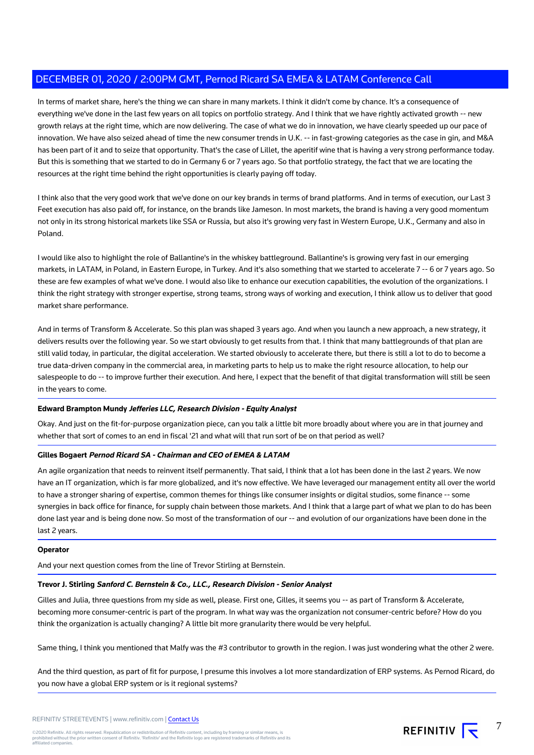In terms of market share, here's the thing we can share in many markets. I think it didn't come by chance. It's a consequence of everything we've done in the last few years on all topics on portfolio strategy. And I think that we have rightly activated growth -- new growth relays at the right time, which are now delivering. The case of what we do in innovation, we have clearly speeded up our pace of innovation. We have also seized ahead of time the new consumer trends in U.K. -- in fast-growing categories as the case in gin, and M&A has been part of it and to seize that opportunity. That's the case of Lillet, the aperitif wine that is having a very strong performance today. But this is something that we started to do in Germany 6 or 7 years ago. So that portfolio strategy, the fact that we are locating the resources at the right time behind the right opportunities is clearly paying off today.

I think also that the very good work that we've done on our key brands in terms of brand platforms. And in terms of execution, our Last 3 Feet execution has also paid off, for instance, on the brands like Jameson. In most markets, the brand is having a very good momentum not only in its strong historical markets like SSA or Russia, but also it's growing very fast in Western Europe, U.K., Germany and also in Poland.

I would like also to highlight the role of Ballantine's in the whiskey battleground. Ballantine's is growing very fast in our emerging markets, in LATAM, in Poland, in Eastern Europe, in Turkey. And it's also something that we started to accelerate 7 -- 6 or 7 years ago. So these are few examples of what we've done. I would also like to enhance our execution capabilities, the evolution of the organizations. I think the right strategy with stronger expertise, strong teams, strong ways of working and execution, I think allow us to deliver that good market share performance.

And in terms of Transform & Accelerate. So this plan was shaped 3 years ago. And when you launch a new approach, a new strategy, it delivers results over the following year. So we start obviously to get results from that. I think that many battlegrounds of that plan are still valid today, in particular, the digital acceleration. We started obviously to accelerate there, but there is still a lot to do to become a true data-driven company in the commercial area, in marketing parts to help us to make the right resource allocation, to help our salespeople to do -- to improve further their execution. And here, I expect that the benefit of that digital transformation will still be seen in the years to come.

**Edward Brampton Mundy** ***Jefferies LLC, Research Division - Equity Analyst***

Okay. And just on the fit-for-purpose organization piece, can you talk a little bit more broadly about where you are in that journey and whether that sort of comes to an end in fiscal '21 and what will that run sort of be on that period as well?

**Gilles Bogaert** ***Pernod Ricard SA - Chairman and CEO of EMEA & LATAM***

An agile organization that needs to reinvent itself permanently. That said, I think that a lot has been done in the last 2 years. We now have an IT organization, which is far more globalized, and it's now effective. We have leveraged our management entity all over the world to have a stronger sharing of expertise, common themes for things like consumer insights or digital studios, some finance -- some synergies in back office for finance, for supply chain between those markets. And I think that a large part of what we plan to do has been done last year and is being done now. So most of the transformation of our -- and evolution of our organizations have been done in the last 2 years.

**Operator**

And your next question comes from the line of Trevor Stirling at Bernstein.

**Trevor J. Stirling** ***Sanford C. Bernstein & Co., LLC., Research Division - Senior Analyst***

Gilles and Julia, three questions from my side as well, please. First one, Gilles, it seems you -- as part of Transform & Accelerate, becoming more consumer-centric is part of the program. In what way was the organization not consumer-centric before? How do you think the organization is actually changing? A little bit more granularity there would be very helpful.

Same thing, I think you mentioned that Malfy was the #3 contributor to growth in the region. I was just wondering what the other 2 were.

And the third question, as part of fit for purpose, I presume this involves a lot more standardization of ERP systems. As Pernod Ricard, do you now have a global ERP system or is it regional systems?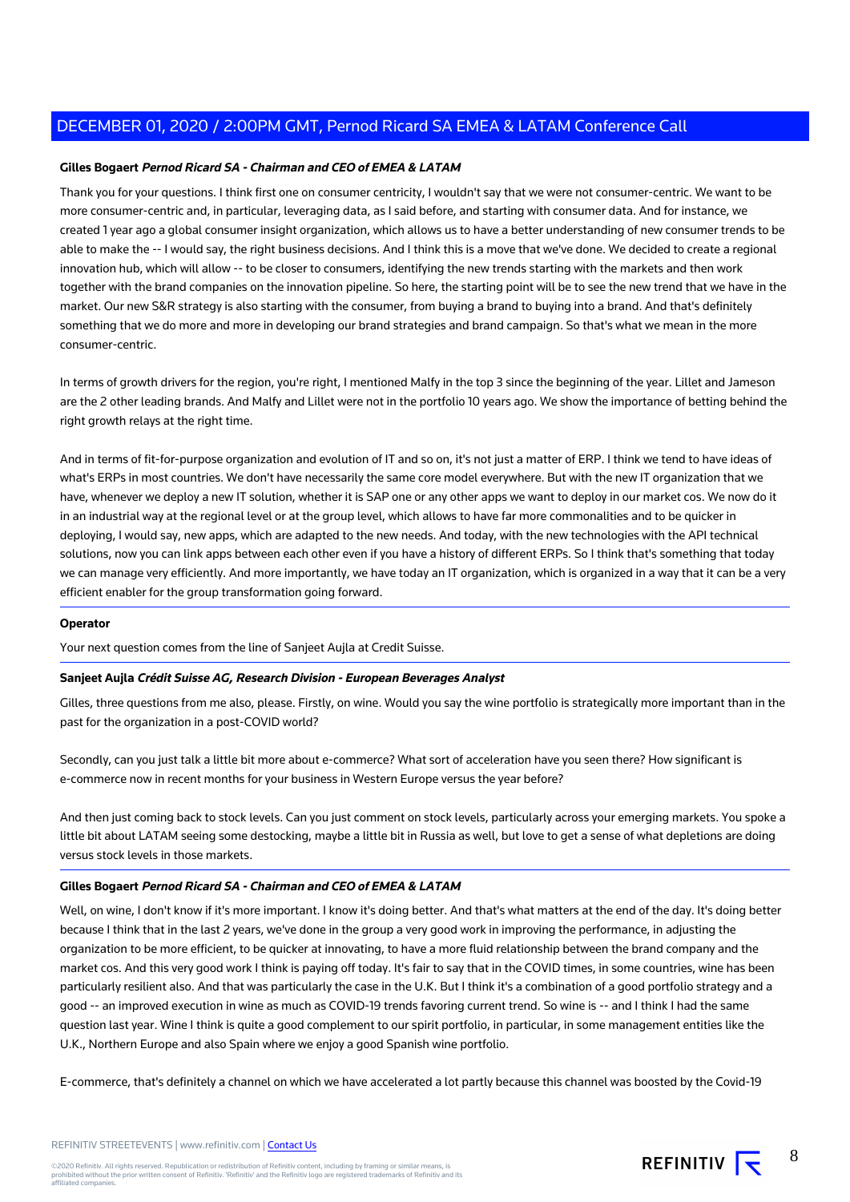**Gilles Bogaert** ***Pernod Ricard SA - Chairman and CEO of EMEA & LATAM***

Thank you for your questions. I think first one on consumer centricity, I wouldn't say that we were not consumer-centric. We want to be more consumer-centric and, in particular, leveraging data, as I said before, and starting with consumer data. And for instance, we created 1 year ago a global consumer insight organization, which allows us to have a better understanding of new consumer trends to be able to make the -- I would say, the right business decisions. And I think this is a move that we've done. We decided to create a regional innovation hub, which will allow -- to be closer to consumers, identifying the new trends starting with the markets and then work together with the brand companies on the innovation pipeline. So here, the starting point will be to see the new trend that we have in the market. Our new S&R strategy is also starting with the consumer, from buying a brand to buying into a brand. And that's definitely something that we do more and more in developing our brand strategies and brand campaign. So that's what we mean in the more consumer-centric.

In terms of growth drivers for the region, you're right, I mentioned Malfy in the top 3 since the beginning of the year. Lillet and Jameson are the 2 other leading brands. And Malfy and Lillet were not in the portfolio 10 years ago. We show the importance of betting behind the right growth relays at the right time.

And in terms of fit-for-purpose organization and evolution of IT and so on, it's not just a matter of ERP. I think we tend to have ideas of what's ERPs in most countries. We don't have necessarily the same core model everywhere. But with the new IT organization that we have, whenever we deploy a new IT solution, whether it is SAP one or any other apps we want to deploy in our market cos. We now do it in an industrial way at the regional level or at the group level, which allows to have far more commonalities and to be quicker in deploying, I would say, new apps, which are adapted to the new needs. And today, with the new technologies with the API technical solutions, now you can link apps between each other even if you have a history of different ERPs. So I think that's something that today we can manage very efficiently. And more importantly, we have today an IT organization, which is organized in a way that it can be a very efficient enabler for the group transformation going forward.

---

**Operator**

Your next question comes from the line of Sanjeet Aujla at Credit Suisse.

---

**Sanjeet Aujla** ***Crédit Suisse AG, Research Division - European Beverages Analyst***

Gilles, three questions from me also, please. Firstly, on wine. Would you say the wine portfolio is strategically more important than in the past for the organization in a post-COVID world?

Secondly, can you just talk a little bit more about e-commerce? What sort of acceleration have you seen there? How significant is e-commerce now in recent months for your business in Western Europe versus the year before?

And then just coming back to stock levels. Can you just comment on stock levels, particularly across your emerging markets. You spoke a little bit about LATAM seeing some destocking, maybe a little bit in Russia as well, but love to get a sense of what depletions are doing versus stock levels in those markets.

---

**Gilles Bogaert** ***Pernod Ricard SA - Chairman and CEO of EMEA & LATAM***

Well, on wine, I don't know if it's more important. I know it's doing better. And that's what matters at the end of the day. It's doing better because I think that in the last 2 years, we've done in the group a very good work in improving the performance, in adjusting the organization to be more efficient, to be quicker at innovating, to have a more fluid relationship between the brand company and the market cos. And this very good work I think is paying off today. It's fair to say that in the COVID times, in some countries, wine has been particularly resilient also. And that was particularly the case in the U.K. But I think it's a combination of a good portfolio strategy and a good -- an improved execution in wine as much as COVID-19 trends favoring current trend. So wine is -- and I think I had the same question last year. Wine I think is quite a good complement to our spirit portfolio, in particular, in some management entities like the U.K., Northern Europe and also Spain where we enjoy a good Spanish wine portfolio.

E-commerce, that's definitely a channel on which we have accelerated a lot partly because this channel was boosted by the Covid-19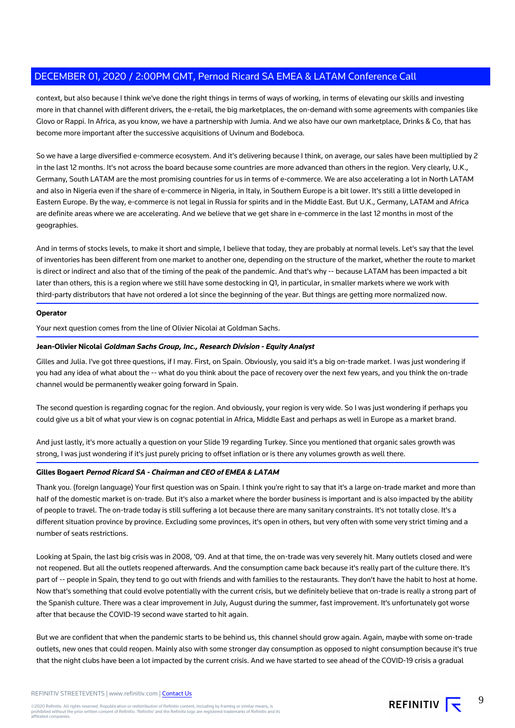context, but also because I think we've done the right things in terms of ways of working, in terms of elevating our skills and investing more in that channel with different drivers, the e-retail, the big marketplaces, the on-demand with some agreements with companies like Glovo or Rappi. In Africa, as you know, we have a partnership with Jumia. And we also have our own marketplace, Drinks & Co, that has become more important after the successive acquisitions of Uvinum and Bodeboca.

So we have a large diversified e-commerce ecosystem. And it's delivering because I think, on average, our sales have been multiplied by 2 in the last 12 months. It's not across the board because some countries are more advanced than others in the region. Very clearly, U.K., Germany, South LATAM are the most promising countries for us in terms of e-commerce. We are also accelerating a lot in North LATAM and also in Nigeria even if the share of e-commerce in Nigeria, in Italy, in Southern Europe is a bit lower. It's still a little developed in Eastern Europe. By the way, e-commerce is not legal in Russia for spirits and in the Middle East. But U.K., Germany, LATAM and Africa are definite areas where we are accelerating. And we believe that we get share in e-commerce in the last 12 months in most of the geographies.

And in terms of stocks levels, to make it short and simple, I believe that today, they are probably at normal levels. Let's say that the level of inventories has been different from one market to another one, depending on the structure of the market, whether the route to market is direct or indirect and also that of the timing of the peak of the pandemic. And that's why -- because LATAM has been impacted a bit later than others, this is a region where we still have some destocking in Q1, in particular, in smaller markets where we work with third-party distributors that have not ordered a lot since the beginning of the year. But things are getting more normalized now.

**Operator**

Your next question comes from the line of Olivier Nicolai at Goldman Sachs.

**Jean-Olivier Nicolai** ***Goldman Sachs Group, Inc., Research Division - Equity Analyst***

Gilles and Julia. I've got three questions, if I may. First, on Spain. Obviously, you said it's a big on-trade market. I was just wondering if you had any idea of what about the -- what do you think about the pace of recovery over the next few years, and you think the on-trade channel would be permanently weaker going forward in Spain.

The second question is regarding cognac for the region. And obviously, your region is very wide. So I was just wondering if perhaps you could give us a bit of what your view is on cognac potential in Africa, Middle East and perhaps as well in Europe as a market brand.

And just lastly, it's more actually a question on your Slide 19 regarding Turkey. Since you mentioned that organic sales growth was strong, I was just wondering if it's just purely pricing to offset inflation or is there any volumes growth as well there.

**Gilles Bogaert** ***Pernod Ricard SA - Chairman and CEO of EMEA & LATAM***

Thank you. (foreign language) Your first question was on Spain. I think you're right to say that it's a large on-trade market and more than half of the domestic market is on-trade. But it's also a market where the border business is important and is also impacted by the ability of people to travel. The on-trade today is still suffering a lot because there are many sanitary constraints. It's not totally close. It's a different situation province by province. Excluding some provinces, it's open in others, but very often with some very strict timing and a number of seats restrictions.

Looking at Spain, the last big crisis was in 2008, '09. And at that time, the on-trade was very severely hit. Many outlets closed and were not reopened. But all the outlets reopened afterwards. And the consumption came back because it's really part of the culture there. It's part of -- people in Spain, they tend to go out with friends and with families to the restaurants. They don't have the habit to host at home. Now that's something that could evolve potentially with the current crisis, but we definitely believe that on-trade is really a strong part of the Spanish culture. There was a clear improvement in July, August during the summer, fast improvement. It's unfortunately got worse after that because the COVID-19 second wave started to hit again.

But we are confident that when the pandemic starts to be behind us, this channel should grow again. Again, maybe with some on-trade outlets, new ones that could reopen. Mainly also with some stronger day consumption as opposed to night consumption because it's true that the night clubs have been a lot impacted by the current crisis. And we have started to see ahead of the COVID-19 crisis a gradual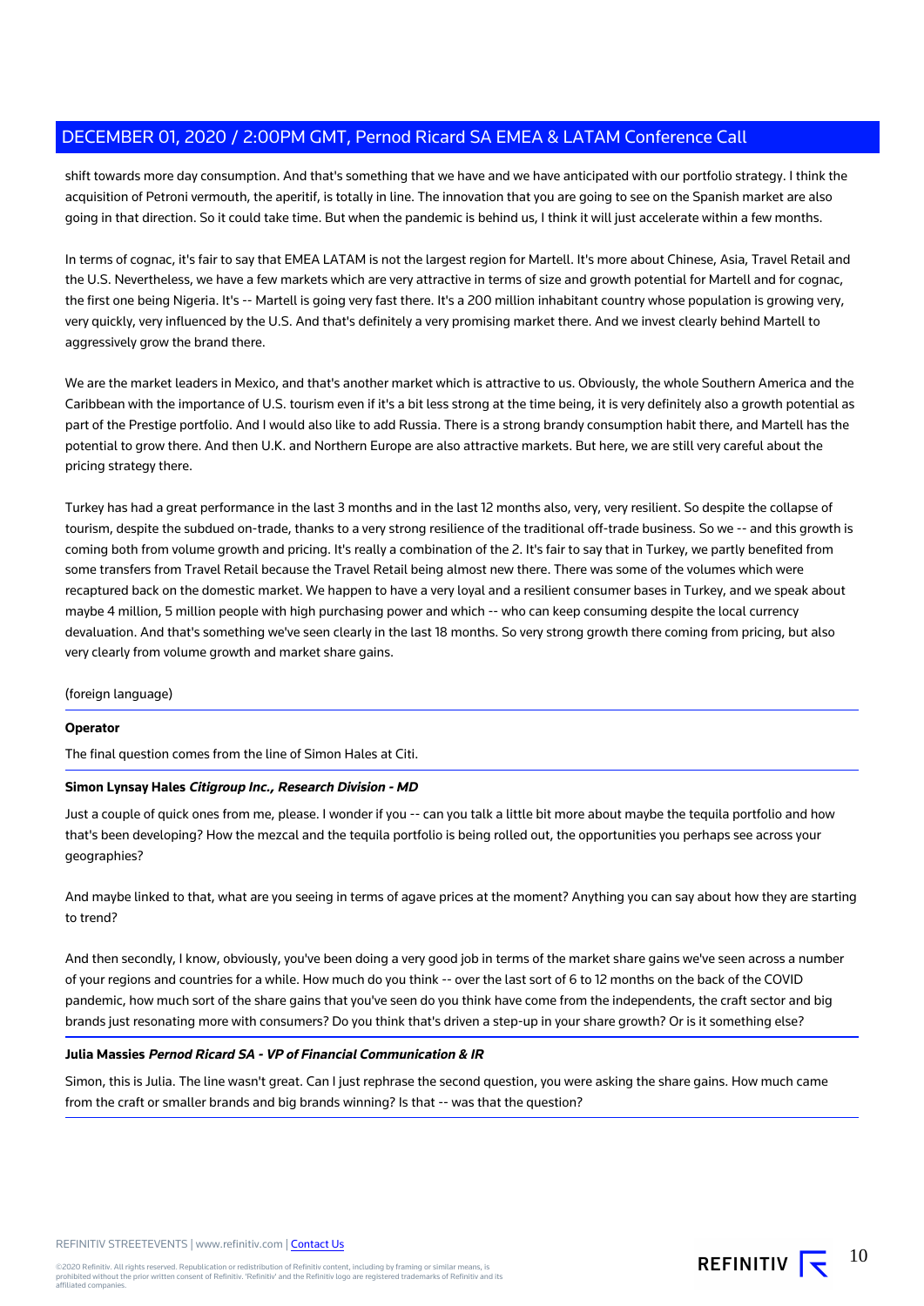shift towards more day consumption. And that's something that we have and we have anticipated with our portfolio strategy. I think the acquisition of Petroni vermouth, the aperitif, is totally in line. The innovation that you are going to see on the Spanish market are also going in that direction. So it could take time. But when the pandemic is behind us, I think it will just accelerate within a few months.

In terms of cognac, it's fair to say that EMEA LATAM is not the largest region for Martell. It's more about Chinese, Asia, Travel Retail and the U.S. Nevertheless, we have a few markets which are very attractive in terms of size and growth potential for Martell and for cognac, the first one being Nigeria. It's -- Martell is going very fast there. It's a 200 million inhabitant country whose population is growing very, very quickly, very influenced by the U.S. And that's definitely a very promising market there. And we invest clearly behind Martell to aggressively grow the brand there.

We are the market leaders in Mexico, and that's another market which is attractive to us. Obviously, the whole Southern America and the Caribbean with the importance of U.S. tourism even if it's a bit less strong at the time being, it is very definitely also a growth potential as part of the Prestige portfolio. And I would also like to add Russia. There is a strong brandy consumption habit there, and Martell has the potential to grow there. And then U.K. and Northern Europe are also attractive markets. But here, we are still very careful about the pricing strategy there.

Turkey has had a great performance in the last 3 months and in the last 12 months also, very, very resilient. So despite the collapse of tourism, despite the subdued on-trade, thanks to a very strong resilience of the traditional off-trade business. So we -- and this growth is coming both from volume growth and pricing. It's really a combination of the 2. It's fair to say that in Turkey, we partly benefited from some transfers from Travel Retail because the Travel Retail being almost new there. There was some of the volumes which were recaptured back on the domestic market. We happen to have a very loyal and a resilient consumer bases in Turkey, and we speak about maybe 4 million, 5 million people with high purchasing power and which -- who can keep consuming despite the local currency devaluation. And that's something we've seen clearly in the last 18 months. So very strong growth there coming from pricing, but also very clearly from volume growth and market share gains.

(foreign language)

---

**Operator**

The final question comes from the line of Simon Hales at Citi.

---

**Simon Lynsay Hales** ***Citigroup Inc., Research Division - MD***

Just a couple of quick ones from me, please. I wonder if you -- can you talk a little bit more about maybe the tequila portfolio and how that's been developing? How the mezcal and the tequila portfolio is being rolled out, the opportunities you perhaps see across your geographies?

And maybe linked to that, what are you seeing in terms of agave prices at the moment? Anything you can say about how they are starting to trend?

And then secondly, I know, obviously, you've been doing a very good job in terms of the market share gains we've seen across a number of your regions and countries for a while. How much do you think -- over the last sort of 6 to 12 months on the back of the COVID pandemic, how much sort of the share gains that you've seen do you think have come from the independents, the craft sector and big brands just resonating more with consumers? Do you think that's driven a step-up in your share growth? Or is it something else?

---

**Julia Massies** ***Pernod Ricard SA - VP of Financial Communication & IR***

Simon, this is Julia. The line wasn't great. Can I just rephrase the second question, you were asking the share gains. How much came from the craft or smaller brands and big brands winning? Is that -- was that the question?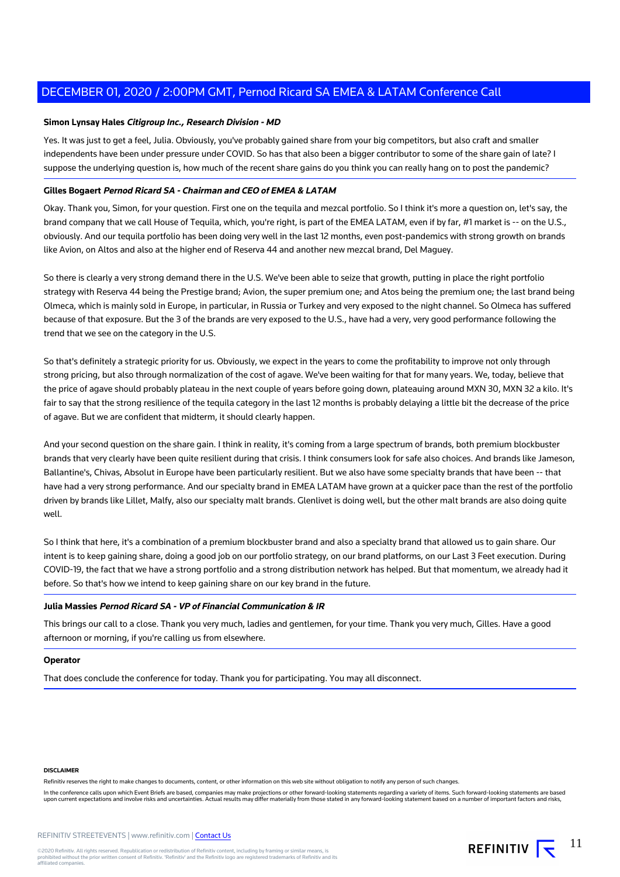**Simon Lynsay Hales** ***Citigroup Inc., Research Division - MD***

Yes. It was just to get a feel, Julia. Obviously, you've probably gained share from your big competitors, but also craft and smaller independents have been under pressure under COVID. So has that also been a bigger contributor to some of the share gain of late? I suppose the underlying question is, how much of the recent share gains do you think you can really hang on to post the pandemic?

**Gilles Bogaert** ***Pernod Ricard SA - Chairman and CEO of EMEA & LATAM***

Okay. Thank you, Simon, for your question. First one on the tequila and mezcal portfolio. So I think it's more a question on, let's say, the brand company that we call House of Tequila, which, you're right, is part of the EMEA LATAM, even if by far, #1 market is -- on the U.S., obviously. And our tequila portfolio has been doing very well in the last 12 months, even post-pandemics with strong growth on brands like Avion, on Altos and also at the higher end of Reserva 44 and another new mezcal brand, Del Maguey.

So there is clearly a very strong demand there in the U.S. We've been able to seize that growth, putting in place the right portfolio strategy with Reserva 44 being the Prestige brand; Avion, the super premium one; and Atos being the premium one; the last brand being Olmeca, which is mainly sold in Europe, in particular, in Russia or Turkey and very exposed to the night channel. So Olmeca has suffered because of that exposure. But the 3 of the brands are very exposed to the U.S., have had a very, very good performance following the trend that we see on the category in the U.S.

So that's definitely a strategic priority for us. Obviously, we expect in the years to come the profitability to improve not only through strong pricing, but also through normalization of the cost of agave. We've been waiting for that for many years. We, today, believe that the price of agave should probably plateau in the next couple of years before going down, plateauing around MXN 30, MXN 32 a kilo. It's fair to say that the strong resilience of the tequila category in the last 12 months is probably delaying a little bit the decrease of the price of agave. But we are confident that midterm, it should clearly happen.

And your second question on the share gain. I think in reality, it's coming from a large spectrum of brands, both premium blockbuster brands that very clearly have been quite resilient during that crisis. I think consumers look for safe also choices. And brands like Jameson, Ballantine's, Chivas, Absolut in Europe have been particularly resilient. But we also have some specialty brands that have been -- that have had a very strong performance. And our specialty brand in EMEA LATAM have grown at a quicker pace than the rest of the portfolio driven by brands like Lillet, Malfy, also our specialty malt brands. Glenlivet is doing well, but the other malt brands are also doing quite well.

So I think that here, it's a combination of a premium blockbuster brand and also a specialty brand that allowed us to gain share. Our intent is to keep gaining share, doing a good job on our portfolio strategy, on our brand platforms, on our Last 3 Feet execution. During COVID-19, the fact that we have a strong portfolio and a strong distribution network has helped. But that momentum, we already had it before. So that's how we intend to keep gaining share on our key brand in the future.

**Julia Massies** ***Pernod Ricard SA - VP of Financial Communication & IR***

This brings our call to a close. Thank you very much, ladies and gentlemen, for your time. Thank you very much, Gilles. Have a good afternoon or morning, if you're calling us from elsewhere.

**Operator**

That does conclude the conference for today. Thank you for participating. You may all disconnect.

**DISCLAIMER**

Refinitiv reserves the right to make changes to documents, content, or other information on this web site without obligation to notify any person of such changes.

In the conference calls upon which Event Briefs are based, companies may make projections or other forward-looking statements regarding a variety of items. Such forward-looking statements are based upon current expectations and involve risks and uncertainties. Actual results may differ materially from those stated in any forward-looking statement based on a number of important factors and risks,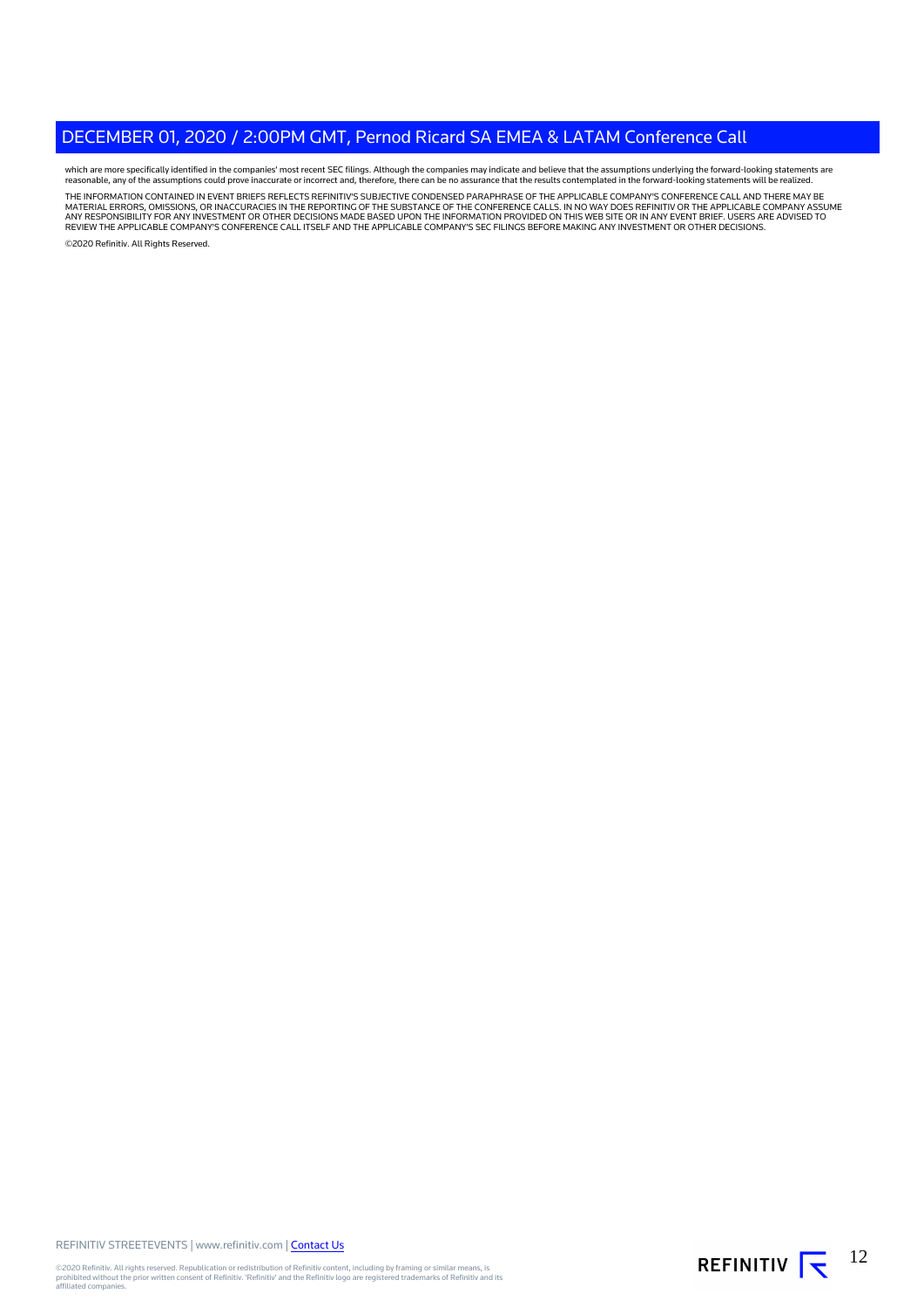which are more specifically identified in the companies' most recent SEC filings. Although the companies may indicate and believe that the assumptions underlying the forward-looking statements are reasonable, any of the assumptions could prove inaccurate or incorrect and, therefore, there can be no assurance that the results contemplated in the forward-looking statements will be realized.

THE INFORMATION CONTAINED IN EVENT BRIEFS REFLECTS REFINITIV'S SUBJECTIVE CONDENSED PARAPHRASE OF THE APPLICABLE COMPANY'S CONFERENCE CALL AND THERE MAY BE MATERIAL ERRORS, OMISSIONS, OR INACCURACIES IN THE REPORTING OF THE SUBSTANCE OF THE CONFERENCE CALLS. IN NO WAY DOES REFINITIV OR THE APPLICABLE COMPANY ASSUME ANY RESPONSIBILITY FOR ANY INVESTMENT OR OTHER DECISIONS MADE BASED UPON THE INFORMATION PROVIDED ON THIS WEB SITE OR IN ANY EVENT BRIEF. USERS ARE ADVISED TO REVIEW THE APPLICABLE COMPANY'S CONFERENCE CALL ITSELF AND THE APPLICABLE COMPANY'S SEC FILINGS BEFORE MAKING ANY INVESTMENT OR OTHER DECISIONS.

©2020 Refinitiv. All Rights Reserved.